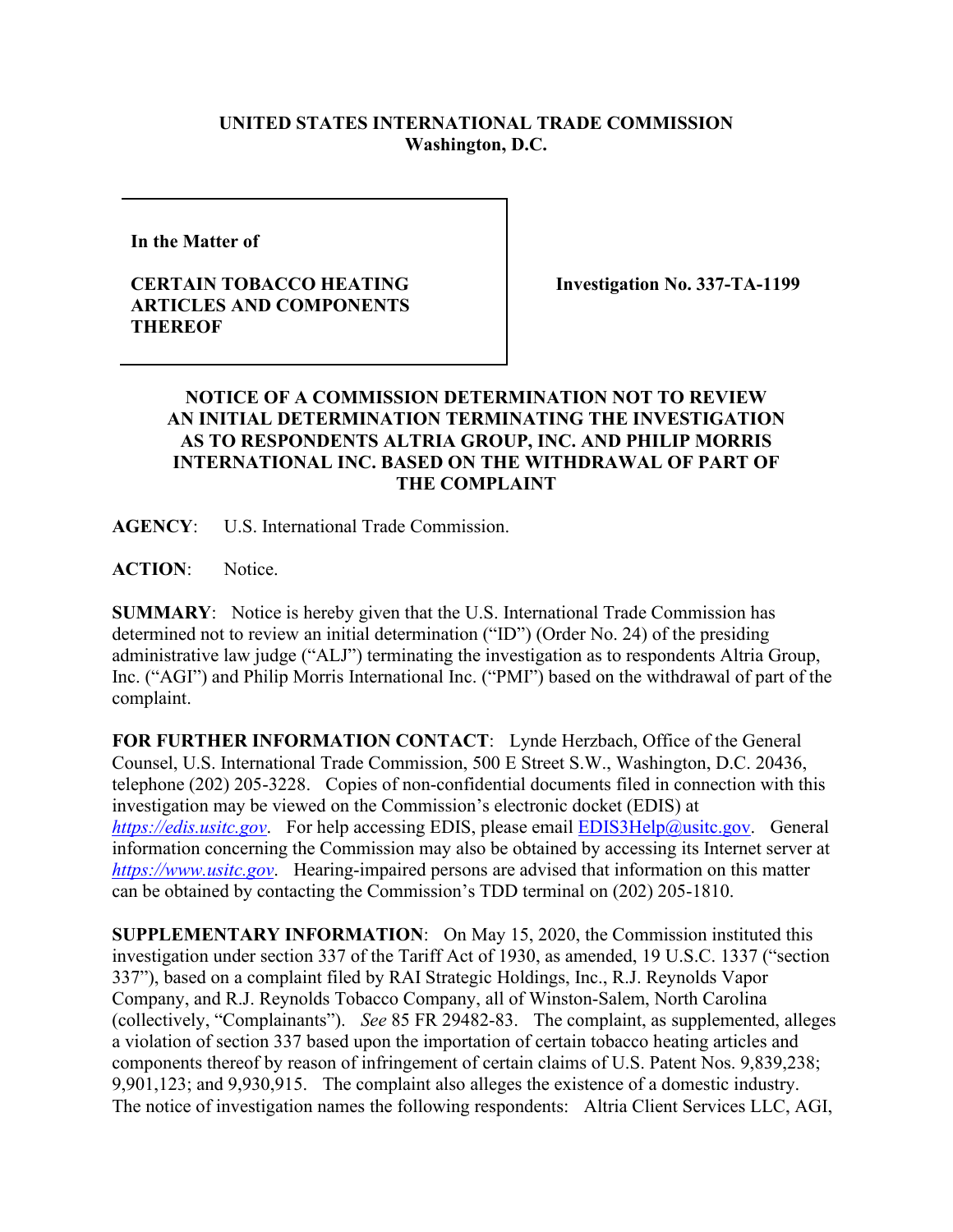**UNITED STATES INTERNATIONAL TRADE COMMISSION**
**Washington, D.C.**

| In the Matter of<br><br>**CERTAIN TOBACCO HEATING ARTICLES AND COMPONENTS THEREOF** | **Investigation No. 337-TA-1199** |
|---|---|

**NOTICE OF A COMMISSION DETERMINATION NOT TO REVIEW AN INITIAL DETERMINATION TERMINATING THE INVESTIGATION AS TO RESPONDENTS ALTRIA GROUP, INC. AND PHILIP MORRIS INTERNATIONAL INC. BASED ON THE WITHDRAWAL OF PART OF THE COMPLAINT**

**AGENCY**: U.S. International Trade Commission.

**ACTION**: Notice.

**SUMMARY**: Notice is hereby given that the U.S. International Trade Commission has determined not to review an initial determination ("ID") (Order No. 24) of the presiding administrative law judge ("ALJ") terminating the investigation as to respondents Altria Group, Inc. ("AGI") and Philip Morris International Inc. ("PMI") based on the withdrawal of part of the complaint.

**FOR FURTHER INFORMATION CONTACT**: Lynde Herzbach, Office of the General Counsel, U.S. International Trade Commission, 500 E Street S.W., Washington, D.C. 20436, telephone (202) 205-3228. Copies of non-confidential documents filed in connection with this investigation may be viewed on the Commission's electronic docket (EDIS) at *https://edis.usitc.gov*. For help accessing EDIS, please email EDIS3Help@usitc.gov. General information concerning the Commission may also be obtained by accessing its Internet server at *https://www.usitc.gov*. Hearing-impaired persons are advised that information on this matter can be obtained by contacting the Commission's TDD terminal on (202) 205-1810.

**SUPPLEMENTARY INFORMATION**: On May 15, 2020, the Commission instituted this investigation under section 337 of the Tariff Act of 1930, as amended, 19 U.S.C. 1337 ("section 337"), based on a complaint filed by RAI Strategic Holdings, Inc., R.J. Reynolds Vapor Company, and R.J. Reynolds Tobacco Company, all of Winston-Salem, North Carolina (collectively, "Complainants"). *See* 85 FR 29482-83. The complaint, as supplemented, alleges a violation of section 337 based upon the importation of certain tobacco heating articles and components thereof by reason of infringement of certain claims of U.S. Patent Nos. 9,839,238; 9,901,123; and 9,930,915. The complaint also alleges the existence of a domestic industry. The notice of investigation names the following respondents: Altria Client Services LLC, AGI,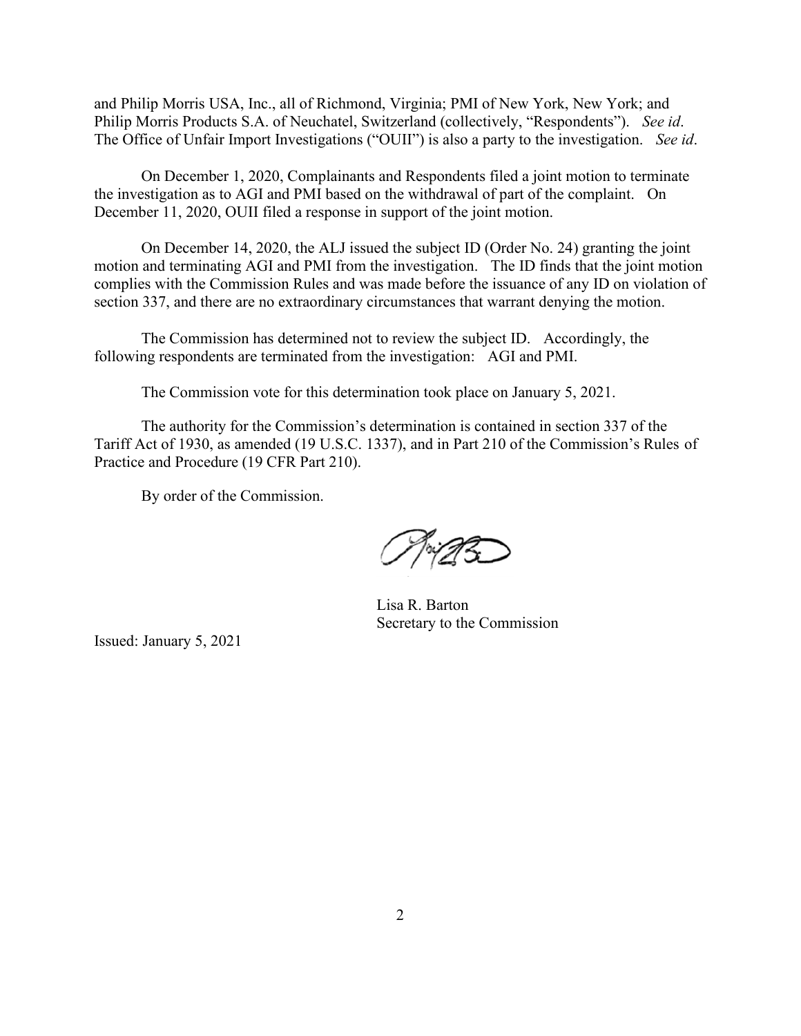and Philip Morris USA, Inc., all of Richmond, Virginia; PMI of New York, New York; and Philip Morris Products S.A. of Neuchatel, Switzerland (collectively, "Respondents"). *See id*. The Office of Unfair Import Investigations ("OUII") is also a party to the investigation. *See id*.

On December 1, 2020, Complainants and Respondents filed a joint motion to terminate the investigation as to AGI and PMI based on the withdrawal of part of the complaint. On December 11, 2020, OUII filed a response in support of the joint motion.

On December 14, 2020, the ALJ issued the subject ID (Order No. 24) granting the joint motion and terminating AGI and PMI from the investigation. The ID finds that the joint motion complies with the Commission Rules and was made before the issuance of any ID on violation of section 337, and there are no extraordinary circumstances that warrant denying the motion.

The Commission has determined not to review the subject ID. Accordingly, the following respondents are terminated from the investigation: AGI and PMI.

The Commission vote for this determination took place on January 5, 2021.

The authority for the Commission's determination is contained in section 337 of the Tariff Act of 1930, as amended (19 U.S.C. 1337), and in Part 210 of the Commission's Rules of Practice and Procedure (19 CFR Part 210).

By order of the Commission.

Lisa R. Barton
Secretary to the Commission

Issued: January 5, 2021